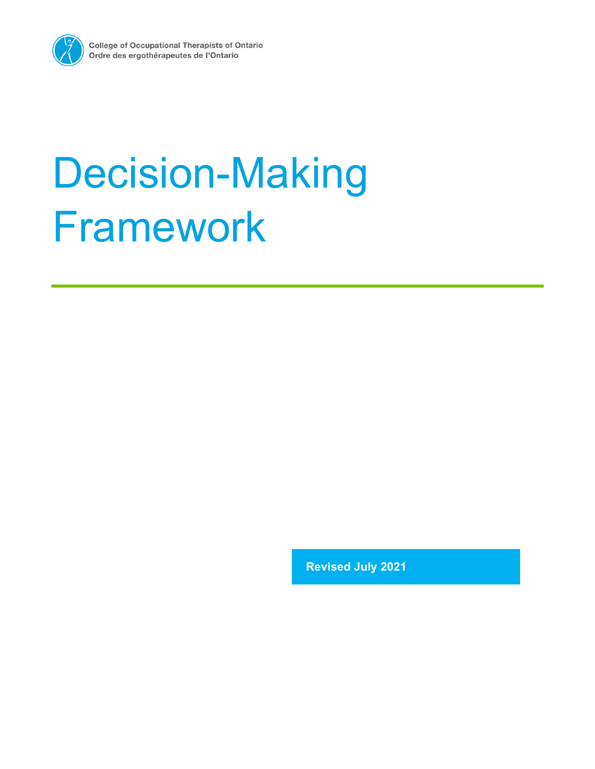College of Occupational Therapists of Ontario
Ordre des ergothérapeutes de l'Ontario

# Decision-Making Framework

**Revised July 2021**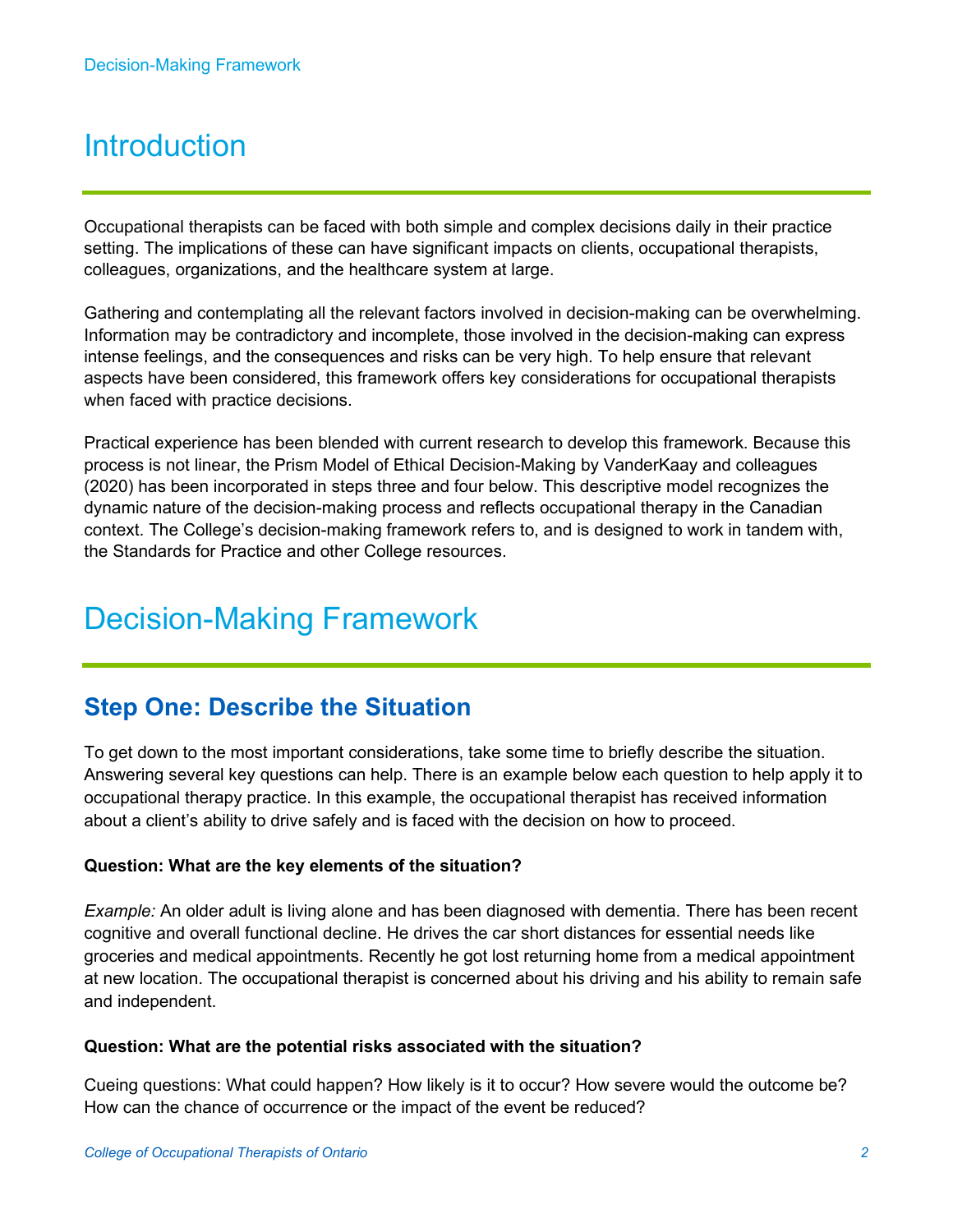# Introduction

Occupational therapists can be faced with both simple and complex decisions daily in their practice setting. The implications of these can have significant impacts on clients, occupational therapists, colleagues, organizations, and the healthcare system at large.

Gathering and contemplating all the relevant factors involved in decision-making can be overwhelming. Information may be contradictory and incomplete, those involved in the decision-making can express intense feelings, and the consequences and risks can be very high. To help ensure that relevant aspects have been considered, this framework offers key considerations for occupational therapists when faced with practice decisions.

Practical experience has been blended with current research to develop this framework. Because this process is not linear, the Prism Model of Ethical Decision-Making by VanderKaay and colleagues (2020) has been incorporated in steps three and four below. This descriptive model recognizes the dynamic nature of the decision-making process and reflects occupational therapy in the Canadian context. The College's decision-making framework refers to, and is designed to work in tandem with, the Standards for Practice and other College resources.

# Decision-Making Framework

## Step One: Describe the Situation

To get down to the most important considerations, take some time to briefly describe the situation. Answering several key questions can help. There is an example below each question to help apply it to occupational therapy practice. In this example, the occupational therapist has received information about a client's ability to drive safely and is faced with the decision on how to proceed.

**Question: What are the key elements of the situation?**

*Example:* An older adult is living alone and has been diagnosed with dementia. There has been recent cognitive and overall functional decline. He drives the car short distances for essential needs like groceries and medical appointments. Recently he got lost returning home from a medical appointment at new location. The occupational therapist is concerned about his driving and his ability to remain safe and independent.

**Question: What are the potential risks associated with the situation?**

Cueing questions: What could happen? How likely is it to occur? How severe would the outcome be? How can the chance of occurrence or the impact of the event be reduced?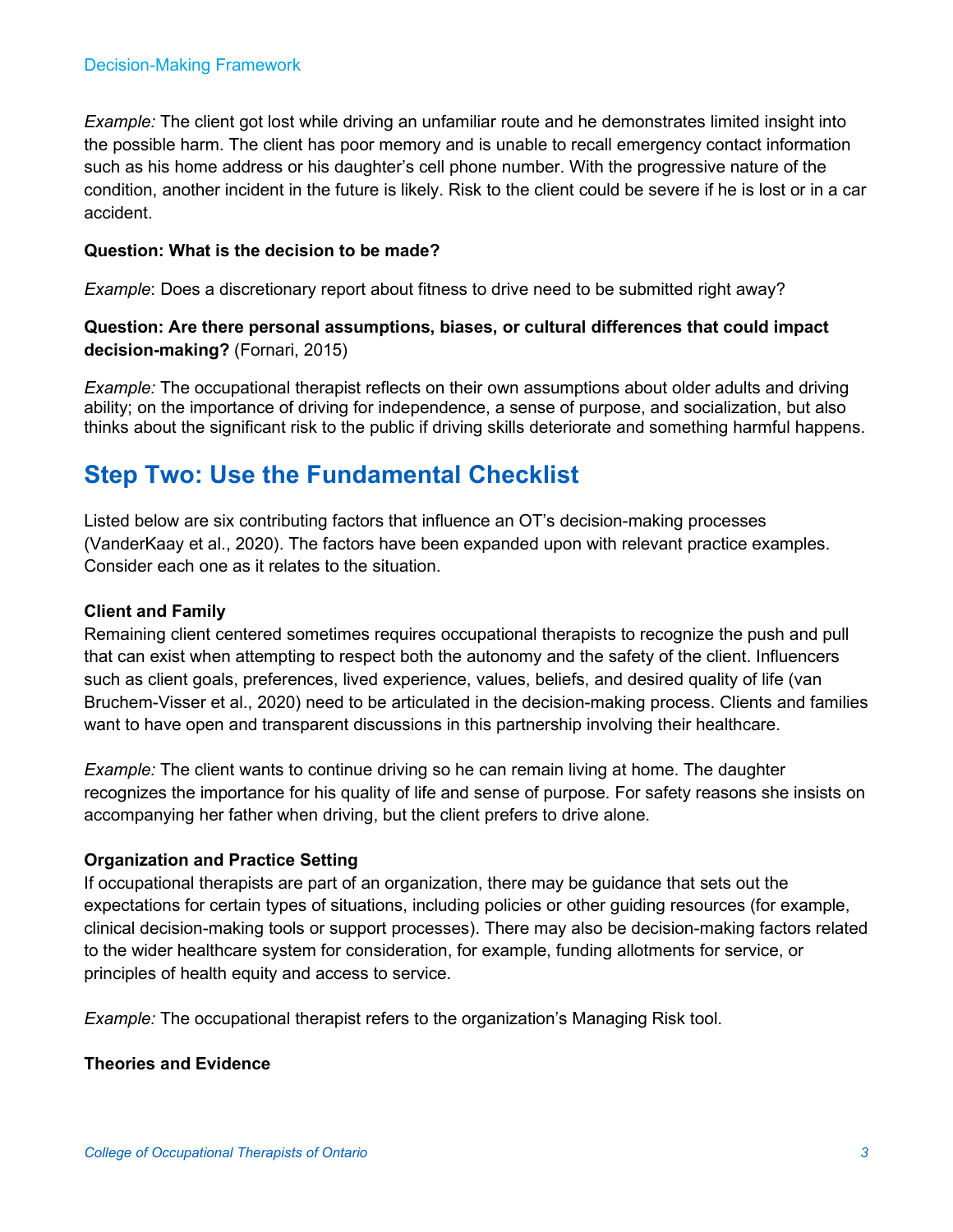*Example:* The client got lost while driving an unfamiliar route and he demonstrates limited insight into the possible harm. The client has poor memory and is unable to recall emergency contact information such as his home address or his daughter's cell phone number. With the progressive nature of the condition, another incident in the future is likely. Risk to the client could be severe if he is lost or in a car accident.

**Question: What is the decision to be made?**

*Example*: Does a discretionary report about fitness to drive need to be submitted right away?

**Question: Are there personal assumptions, biases, or cultural differences that could impact decision-making?** (Fornari, 2015)

*Example:* The occupational therapist reflects on their own assumptions about older adults and driving ability; on the importance of driving for independence, a sense of purpose, and socialization, but also thinks about the significant risk to the public if driving skills deteriorate and something harmful happens.

## Step Two: Use the Fundamental Checklist

Listed below are six contributing factors that influence an OT's decision-making processes (VanderKaay et al., 2020). The factors have been expanded upon with relevant practice examples. Consider each one as it relates to the situation.

**Client and Family**

Remaining client centered sometimes requires occupational therapists to recognize the push and pull that can exist when attempting to respect both the autonomy and the safety of the client. Influencers such as client goals, preferences, lived experience, values, beliefs, and desired quality of life (van Bruchem-Visser et al., 2020) need to be articulated in the decision-making process. Clients and families want to have open and transparent discussions in this partnership involving their healthcare.

*Example:* The client wants to continue driving so he can remain living at home. The daughter recognizes the importance for his quality of life and sense of purpose. For safety reasons she insists on accompanying her father when driving, but the client prefers to drive alone.

**Organization and Practice Setting**

If occupational therapists are part of an organization, there may be guidance that sets out the expectations for certain types of situations, including policies or other guiding resources (for example, clinical decision-making tools or support processes). There may also be decision-making factors related to the wider healthcare system for consideration, for example, funding allotments for service, or principles of health equity and access to service.

*Example:* The occupational therapist refers to the organization's Managing Risk tool.

**Theories and Evidence**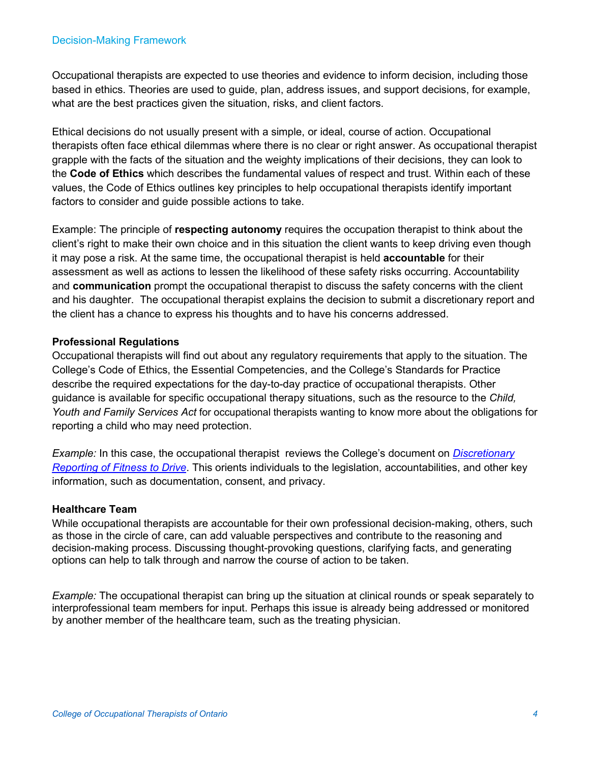Occupational therapists are expected to use theories and evidence to inform decision, including those based in ethics. Theories are used to guide, plan, address issues, and support decisions, for example, what are the best practices given the situation, risks, and client factors.

Ethical decisions do not usually present with a simple, or ideal, course of action. Occupational therapists often face ethical dilemmas where there is no clear or right answer. As occupational therapist grapple with the facts of the situation and the weighty implications of their decisions, they can look to the **Code of Ethics** which describes the fundamental values of respect and trust. Within each of these values, the Code of Ethics outlines key principles to help occupational therapists identify important factors to consider and guide possible actions to take.

Example: The principle of **respecting autonomy** requires the occupation therapist to think about the client's right to make their own choice and in this situation the client wants to keep driving even though it may pose a risk. At the same time, the occupational therapist is held **accountable** for their assessment as well as actions to lessen the likelihood of these safety risks occurring. Accountability and **communication** prompt the occupational therapist to discuss the safety concerns with the client and his daughter. The occupational therapist explains the decision to submit a discretionary report and the client has a chance to express his thoughts and to have his concerns addressed.

**Professional Regulations**

Occupational therapists will find out about any regulatory requirements that apply to the situation. The College's Code of Ethics, the Essential Competencies, and the College's Standards for Practice describe the required expectations for the day-to-day practice of occupational therapists. Other guidance is available for specific occupational therapy situations, such as the resource to the *Child, Youth and Family Services Act* for occupational therapists wanting to know more about the obligations for reporting a child who may need protection.

*Example:* In this case, the occupational therapist reviews the College's document on *Discretionary Reporting of Fitness to Drive*. This orients individuals to the legislation, accountabilities, and other key information, such as documentation, consent, and privacy.

**Healthcare Team**

While occupational therapists are accountable for their own professional decision-making, others, such as those in the circle of care, can add valuable perspectives and contribute to the reasoning and decision-making process. Discussing thought-provoking questions, clarifying facts, and generating options can help to talk through and narrow the course of action to be taken.

*Example:* The occupational therapist can bring up the situation at clinical rounds or speak separately to interprofessional team members for input. Perhaps this issue is already being addressed or monitored by another member of the healthcare team, such as the treating physician.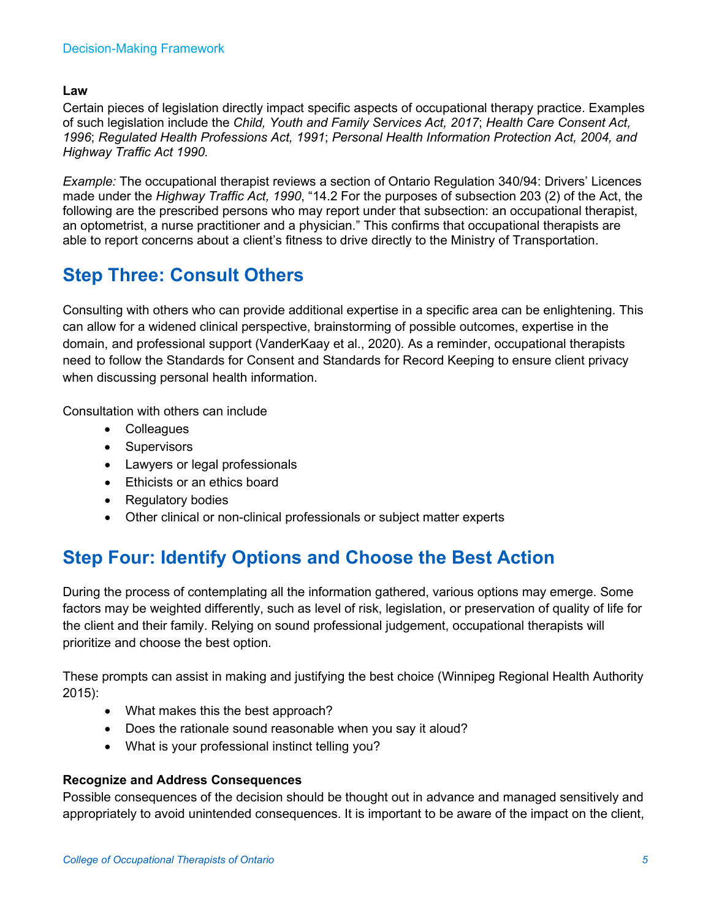**Law**

Certain pieces of legislation directly impact specific aspects of occupational therapy practice. Examples of such legislation include the *Child, Youth and Family Services Act, 2017*; *Health Care Consent Act, 1996*; *Regulated Health Professions Act, 1991*; *Personal Health Information Protection Act, 2004, and Highway Traffic Act 1990.*

*Example:* The occupational therapist reviews a section of Ontario Regulation 340/94: Drivers' Licences made under the *Highway Traffic Act, 1990*, "14.2 For the purposes of subsection 203 (2) of the Act, the following are the prescribed persons who may report under that subsection: an occupational therapist, an optometrist, a nurse practitioner and a physician." This confirms that occupational therapists are able to report concerns about a client's fitness to drive directly to the Ministry of Transportation.

## Step Three: Consult Others

Consulting with others who can provide additional expertise in a specific area can be enlightening. This can allow for a widened clinical perspective, brainstorming of possible outcomes, expertise in the domain, and professional support (VanderKaay et al., 2020). As a reminder, occupational therapists need to follow the Standards for Consent and Standards for Record Keeping to ensure client privacy when discussing personal health information.

Consultation with others can include

- Colleagues
- Supervisors
- Lawyers or legal professionals
- Ethicists or an ethics board
- Regulatory bodies
- Other clinical or non-clinical professionals or subject matter experts

## Step Four: Identify Options and Choose the Best Action

During the process of contemplating all the information gathered, various options may emerge. Some factors may be weighted differently, such as level of risk, legislation, or preservation of quality of life for the client and their family. Relying on sound professional judgement, occupational therapists will prioritize and choose the best option.

These prompts can assist in making and justifying the best choice (Winnipeg Regional Health Authority 2015):

- What makes this the best approach?
- Does the rationale sound reasonable when you say it aloud?
- What is your professional instinct telling you?

**Recognize and Address Consequences**

Possible consequences of the decision should be thought out in advance and managed sensitively and appropriately to avoid unintended consequences. It is important to be aware of the impact on the client,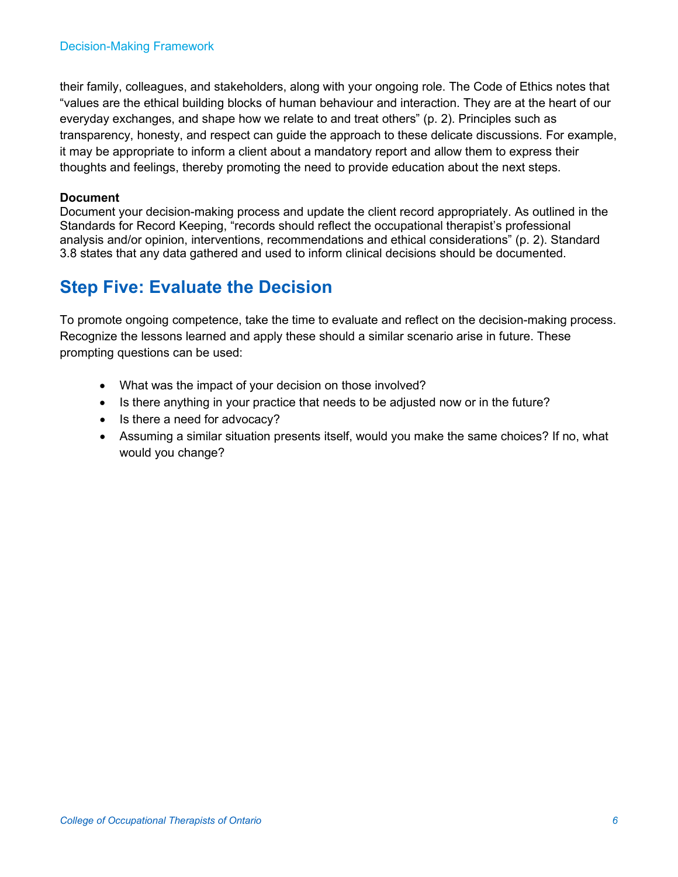their family, colleagues, and stakeholders, along with your ongoing role. The Code of Ethics notes that "values are the ethical building blocks of human behaviour and interaction. They are at the heart of our everyday exchanges, and shape how we relate to and treat others" (p. 2). Principles such as transparency, honesty, and respect can guide the approach to these delicate discussions. For example, it may be appropriate to inform a client about a mandatory report and allow them to express their thoughts and feelings, thereby promoting the need to provide education about the next steps.

**Document**

Document your decision-making process and update the client record appropriately. As outlined in the Standards for Record Keeping, "records should reflect the occupational therapist's professional analysis and/or opinion, interventions, recommendations and ethical considerations" (p. 2). Standard 3.8 states that any data gathered and used to inform clinical decisions should be documented.

## Step Five: Evaluate the Decision

To promote ongoing competence, take the time to evaluate and reflect on the decision-making process. Recognize the lessons learned and apply these should a similar scenario arise in future. These prompting questions can be used:

- What was the impact of your decision on those involved?
- Is there anything in your practice that needs to be adjusted now or in the future?
- Is there a need for advocacy?
- Assuming a similar situation presents itself, would you make the same choices? If no, what would you change?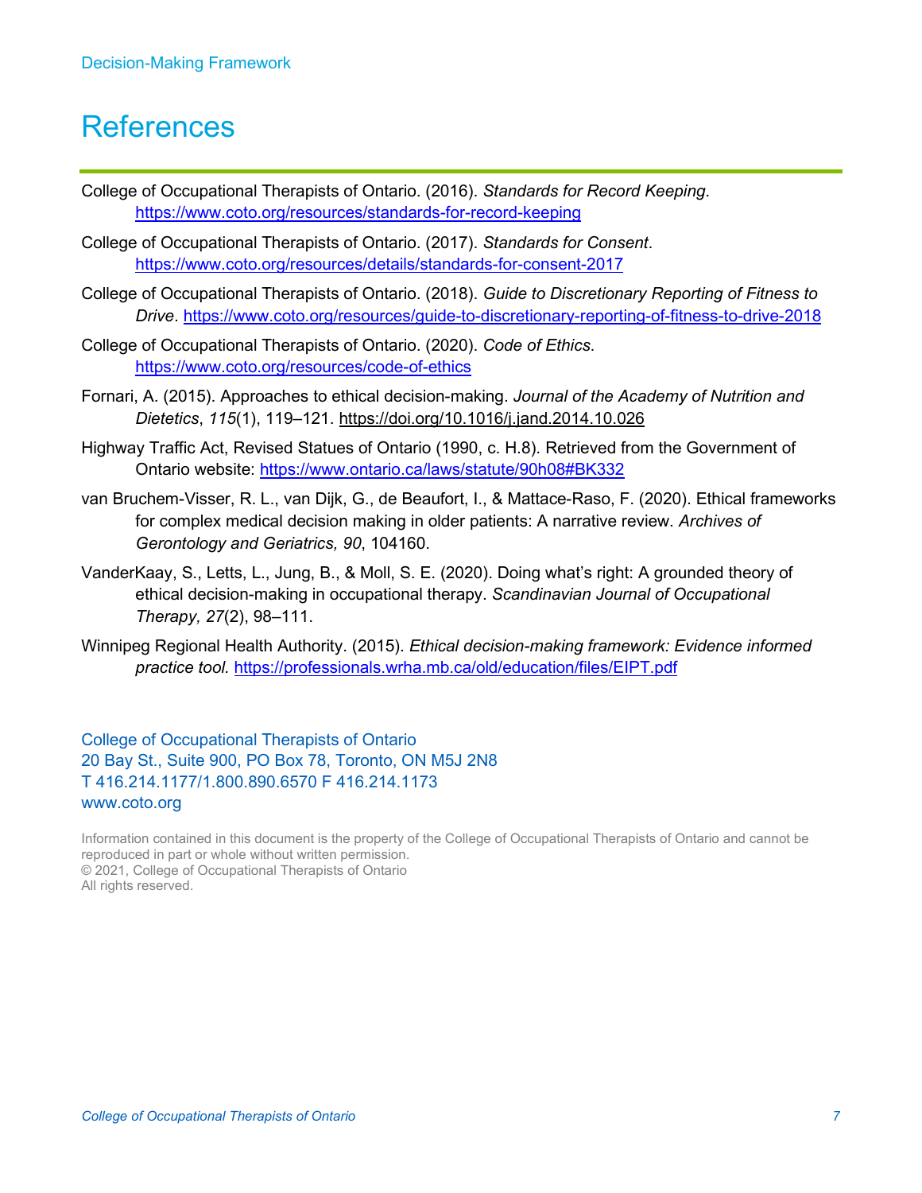# References

College of Occupational Therapists of Ontario. (2016). *Standards for Record Keeping*. https://www.coto.org/resources/standards-for-record-keeping

College of Occupational Therapists of Ontario. (2017). *Standards for Consent*. https://www.coto.org/resources/details/standards-for-consent-2017

College of Occupational Therapists of Ontario. (2018). *Guide to Discretionary Reporting of Fitness to Drive*. https://www.coto.org/resources/guide-to-discretionary-reporting-of-fitness-to-drive-2018

College of Occupational Therapists of Ontario. (2020). *Code of Ethics*. https://www.coto.org/resources/code-of-ethics

Fornari, A. (2015). Approaches to ethical decision-making. *Journal of the Academy of Nutrition and Dietetics*, *115*(1), 119–121. https://doi.org/10.1016/j.jand.2014.10.026

Highway Traffic Act, Revised Statues of Ontario (1990, c. H.8). Retrieved from the Government of Ontario website: https://www.ontario.ca/laws/statute/90h08#BK332

van Bruchem-Visser, R. L., van Dijk, G., de Beaufort, I., & Mattace-Raso, F. (2020). Ethical frameworks for complex medical decision making in older patients: A narrative review. *Archives of Gerontology and Geriatrics, 90*, 104160.

VanderKaay, S., Letts, L., Jung, B., & Moll, S. E. (2020). Doing what's right: A grounded theory of ethical decision-making in occupational therapy. *Scandinavian Journal of Occupational Therapy, 27*(2), 98–111.

Winnipeg Regional Health Authority. (2015). *Ethical decision-making framework: Evidence informed practice tool.* https://professionals.wrha.mb.ca/old/education/files/EIPT.pdf

College of Occupational Therapists of Ontario
20 Bay St., Suite 900, PO Box 78, Toronto, ON M5J 2N8
T 416.214.1177/1.800.890.6570 F 416.214.1173
www.coto.org

Information contained in this document is the property of the College of Occupational Therapists of Ontario and cannot be reproduced in part or whole without written permission.
© 2021, College of Occupational Therapists of Ontario
All rights reserved.